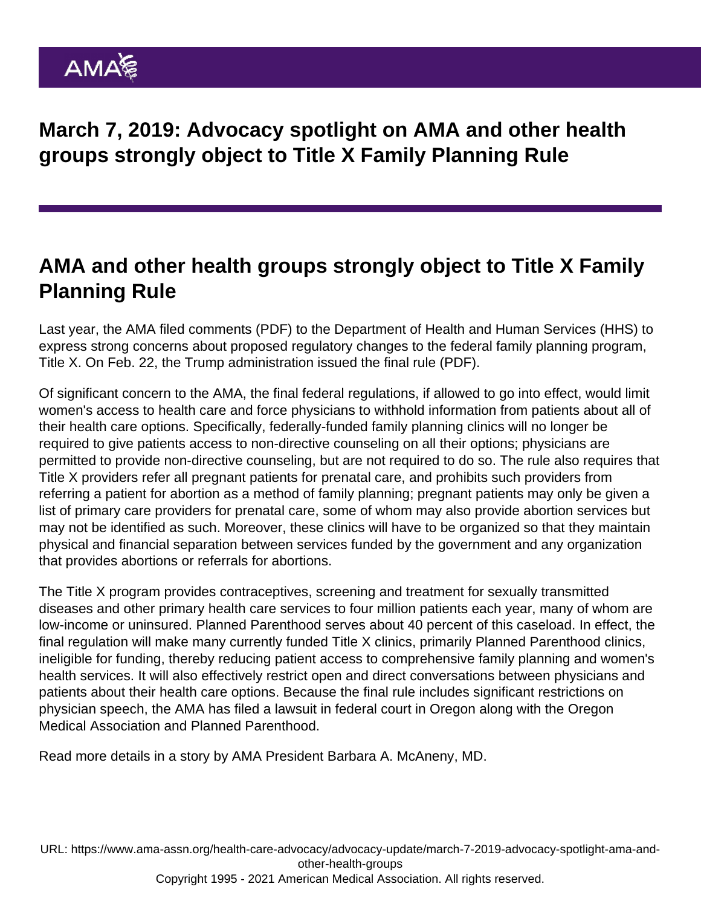# March 7, 2019: Advocacy spotlight on AMA and other health groups strongly object to Title X Family Planning Rule

## AMA and other health groups strongly object to Title X Family Planning Rule

Last year, the AMA filed comments (PDF) to the Department of Health and Human Services (HHS) to express strong concerns about proposed regulatory changes to the federal family planning program, Title X. On Feb. 22, the Trump administration issued the final rule (PDF).

Of significant concern to the AMA, the final federal regulations, if allowed to go into effect, would limit women's access to health care and force physicians to withhold information from patients about all of their health care options. Specifically, federally-funded family planning clinics will no longer be required to give patients access to non-directive counseling on all their options; physicians are permitted to provide non-directive counseling, but are not required to do so. The rule also requires that Title X providers refer all pregnant patients for prenatal care, and prohibits such providers from referring a patient for abortion as a method of family planning; pregnant patients may only be given a list of primary care providers for prenatal care, some of whom may also provide abortion services but may not be identified as such. Moreover, these clinics will have to be organized so that they maintain physical and financial separation between services funded by the government and any organization that provides abortions or referrals for abortions.

The Title X program provides contraceptives, screening and treatment for sexually transmitted diseases and other primary health care services to four million patients each year, many of whom are low-income or uninsured. Planned Parenthood serves about 40 percent of this caseload. In effect, the final regulation will make many currently funded Title X clinics, primarily Planned Parenthood clinics, ineligible for funding, thereby reducing patient access to comprehensive family planning and women's health services. It will also effectively restrict open and direct conversations between physicians and patients about their health care options. Because the final rule includes significant restrictions on physician speech, the AMA has filed a lawsuit in federal court in Oregon along with the Oregon Medical Association and Planned Parenthood.

Read more details in a story by AMA President Barbara A. McAneny, MD.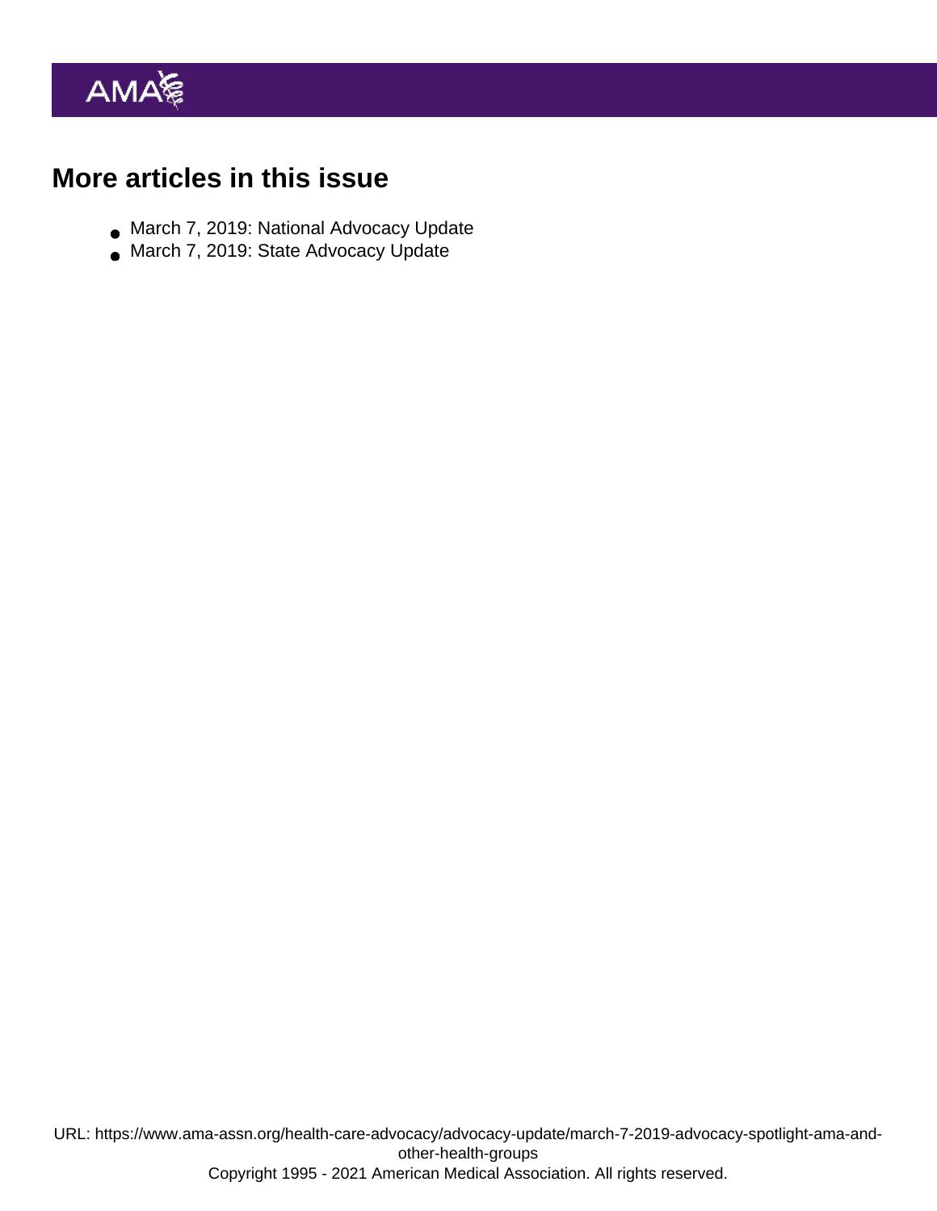## More articles in this issue

- March 7, 2019: National Advocacy Update
- March 7, 2019: State Advocacy Update